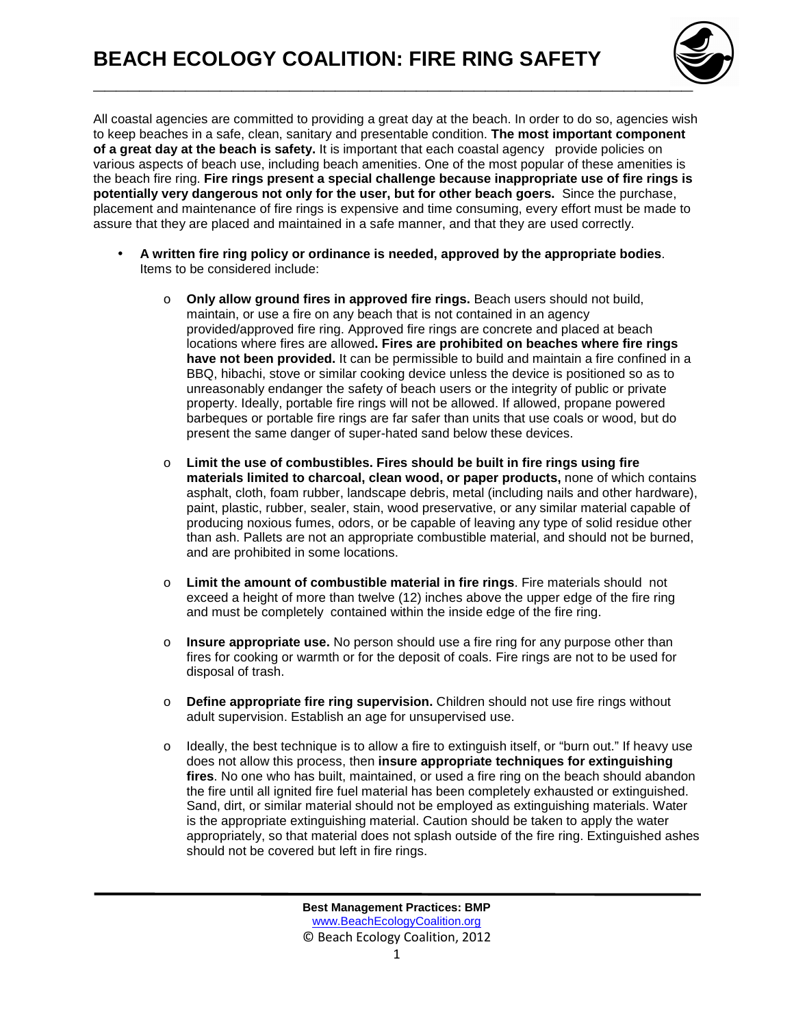# BEACH ECOLOGY COALITION: FIRE RING SAFETY

All coastal agencies are committed to providing a great day at the beach. In order to do so, agencies wish to keep beaches in a safe, clean, sanitary and presentable condition. **The most important component of a great day at the beach is safety.** It is important that each coastal agency provide policies on various aspects of beach use, including beach amenities. One of the most popular of these amenities is the beach fire ring. **Fire rings present a special challenge because inappropriate use of fire rings is potentially very dangerous not only for the user, but for other beach goers.** Since the purchase, placement and maintenance of fire rings is expensive and time consuming, every effort must be made to assure that they are placed and maintained in a safe manner, and that they are used correctly.

- **A written fire ring policy or ordinance is needed, approved by the appropriate bodies**. Items to be considered include:
  - **Only allow ground fires in approved fire rings.** Beach users should not build, maintain, or use a fire on any beach that is not contained in an agency provided/approved fire ring. Approved fire rings are concrete and placed at beach locations where fires are allowed**. Fires are prohibited on beaches where fire rings have not been provided.** It can be permissible to build and maintain a fire confined in a BBQ, hibachi, stove or similar cooking device unless the device is positioned so as to unreasonably endanger the safety of beach users or the integrity of public or private property. Ideally, portable fire rings will not be allowed. If allowed, propane powered barbeques or portable fire rings are far safer than units that use coals or wood, but do present the same danger of super-hated sand below these devices.
  - **Limit the use of combustibles. Fires should be built in fire rings using fire materials limited to charcoal, clean wood, or paper products,** none of which contains asphalt, cloth, foam rubber, landscape debris, metal (including nails and other hardware), paint, plastic, rubber, sealer, stain, wood preservative, or any similar material capable of producing noxious fumes, odors, or be capable of leaving any type of solid residue other than ash. Pallets are not an appropriate combustible material, and should not be burned, and are prohibited in some locations.
  - **Limit the amount of combustible material in fire rings**. Fire materials should not exceed a height of more than twelve (12) inches above the upper edge of the fire ring and must be completely contained within the inside edge of the fire ring.
  - **Insure appropriate use.** No person should use a fire ring for any purpose other than fires for cooking or warmth or for the deposit of coals. Fire rings are not to be used for disposal of trash.
  - **Define appropriate fire ring supervision.** Children should not use fire rings without adult supervision. Establish an age for unsupervised use.
  - Ideally, the best technique is to allow a fire to extinguish itself, or "burn out." If heavy use does not allow this process, then **insure appropriate techniques for extinguishing fires**. No one who has built, maintained, or used a fire ring on the beach should abandon the fire until all ignited fire fuel material has been completely exhausted or extinguished. Sand, dirt, or similar material should not be employed as extinguishing materials. Water is the appropriate extinguishing material. Caution should be taken to apply the water appropriately, so that material does not splash outside of the fire ring. Extinguished ashes should not be covered but left in fire rings.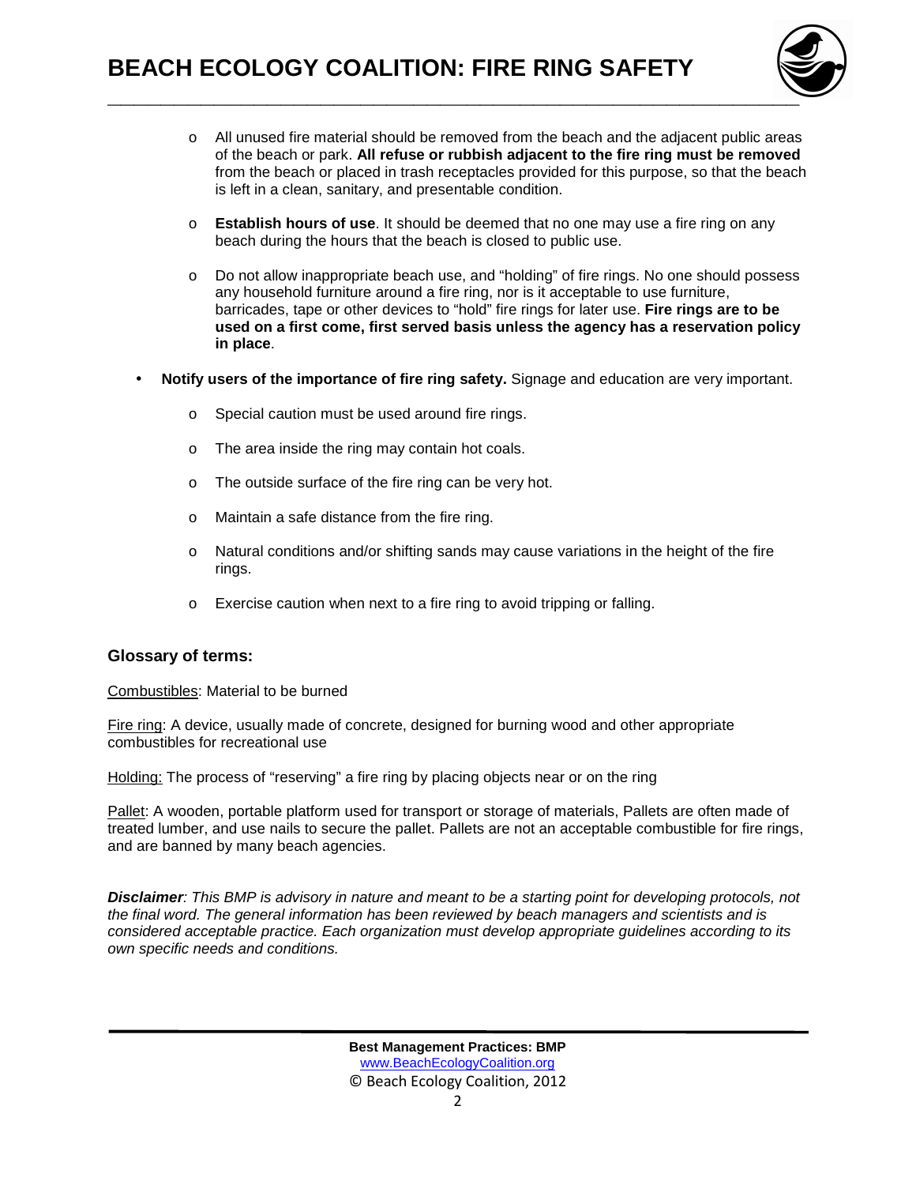- All unused fire material should be removed from the beach and the adjacent public areas of the beach or park. **All refuse or rubbish adjacent to the fire ring must be removed** from the beach or placed in trash receptacles provided for this purpose, so that the beach is left in a clean, sanitary, and presentable condition.

- **Establish hours of use**. It should be deemed that no one may use a fire ring on any beach during the hours that the beach is closed to public use.

- Do not allow inappropriate beach use, and "holding" of fire rings. No one should possess any household furniture around a fire ring, nor is it acceptable to use furniture, barricades, tape or other devices to "hold" fire rings for later use. **Fire rings are to be used on a first come, first served basis unless the agency has a reservation policy in place**.

- **Notify users of the importance of fire ring safety.** Signage and education are very important.
  - Special caution must be used around fire rings.
  - The area inside the ring may contain hot coals.
  - The outside surface of the fire ring can be very hot.
  - Maintain a safe distance from the fire ring.
  - Natural conditions and/or shifting sands may cause variations in the height of the fire rings.
  - Exercise caution when next to a fire ring to avoid tripping or falling.

### Glossary of terms:

Combustibles: Material to be burned

Fire ring: A device, usually made of concrete, designed for burning wood and other appropriate combustibles for recreational use

Holding: The process of "reserving" a fire ring by placing objects near or on the ring

Pallet: A wooden, portable platform used for transport or storage of materials, Pallets are often made of treated lumber, and use nails to secure the pallet. Pallets are not an acceptable combustible for fire rings, and are banned by many beach agencies.

***Disclaimer****: This BMP is advisory in nature and meant to be a starting point for developing protocols, not the final word. The general information has been reviewed by beach managers and scientists and is considered acceptable practice. Each organization must develop appropriate guidelines according to its own specific needs and conditions.*